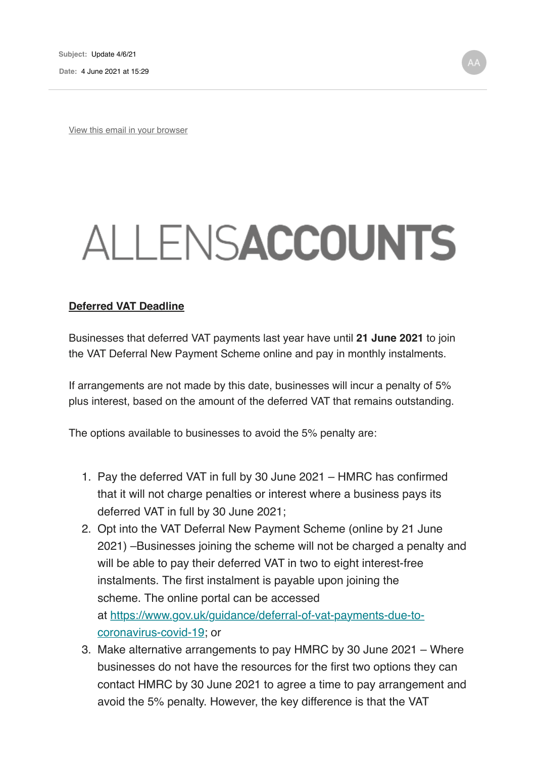**Subject:** Update 4/6/21

**Date:** 4 June 2021 at 15:29

AA

View this email in your browser

# ALLENSACCOUNTS

**Deferred VAT Deadline**

Businesses that deferred VAT payments last year have until **21 June 2021** to join the VAT Deferral New Payment Scheme online and pay in monthly instalments.

If arrangements are not made by this date, businesses will incur a penalty of 5% plus interest, based on the amount of the deferred VAT that remains outstanding.

The options available to businesses to avoid the 5% penalty are:

1. Pay the deferred VAT in full by 30 June 2021 – HMRC has confirmed that it will not charge penalties or interest where a business pays its deferred VAT in full by 30 June 2021;
2. Opt into the VAT Deferral New Payment Scheme (online by 21 June 2021) –Businesses joining the scheme will not be charged a penalty and will be able to pay their deferred VAT in two to eight interest-free instalments. The first instalment is payable upon joining the scheme. The online portal can be accessed at [https://www.gov.uk/guidance/deferral-of-vat-payments-due-to-coronavirus-covid-19](https://www.gov.uk/guidance/deferral-of-vat-payments-due-to-coronavirus-covid-19); or
3. Make alternative arrangements to pay HMRC by 30 June 2021 – Where businesses do not have the resources for the first two options they can contact HMRC by 30 June 2021 to agree a time to pay arrangement and avoid the 5% penalty. However, the key difference is that the VAT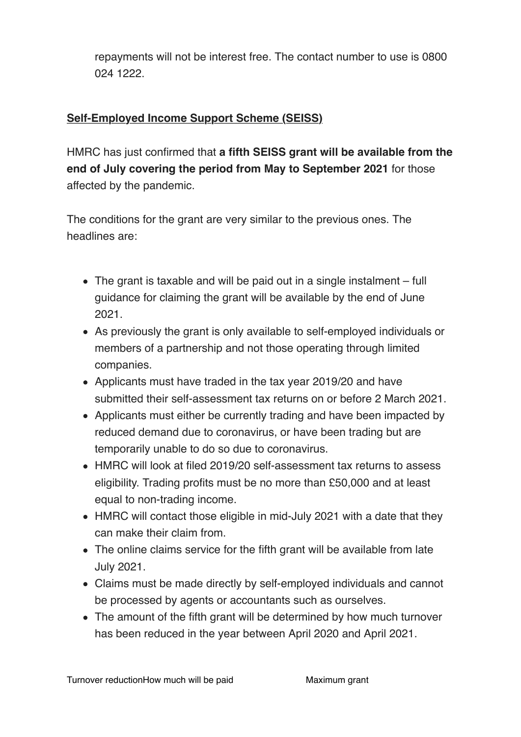repayments will not be interest free. The contact number to use is 0800 024 1222.

**Self-Employed Income Support Scheme (SEISS)**

HMRC has just confirmed that **a fifth SEISS grant will be available from the end of July covering the period from May to September 2021** for those affected by the pandemic.

The conditions for the grant are very similar to the previous ones. The headlines are:

- The grant is taxable and will be paid out in a single instalment – full guidance for claiming the grant will be available by the end of June 2021.
- As previously the grant is only available to self-employed individuals or members of a partnership and not those operating through limited companies.
- Applicants must have traded in the tax year 2019/20 and have submitted their self-assessment tax returns on or before 2 March 2021.
- Applicants must either be currently trading and have been impacted by reduced demand due to coronavirus, or have been trading but are temporarily unable to do so due to coronavirus.
- HMRC will look at filed 2019/20 self-assessment tax returns to assess eligibility. Trading profits must be no more than £50,000 and at least equal to non-trading income.
- HMRC will contact those eligible in mid-July 2021 with a date that they can make their claim from.
- The online claims service for the fifth grant will be available from late July 2021.
- Claims must be made directly by self-employed individuals and cannot be processed by agents or accountants such as ourselves.
- The amount of the fifth grant will be determined by how much turnover has been reduced in the year between April 2020 and April 2021.

| Turnover reduction | How much will be paid | Maximum grant |
| --- | --- | --- |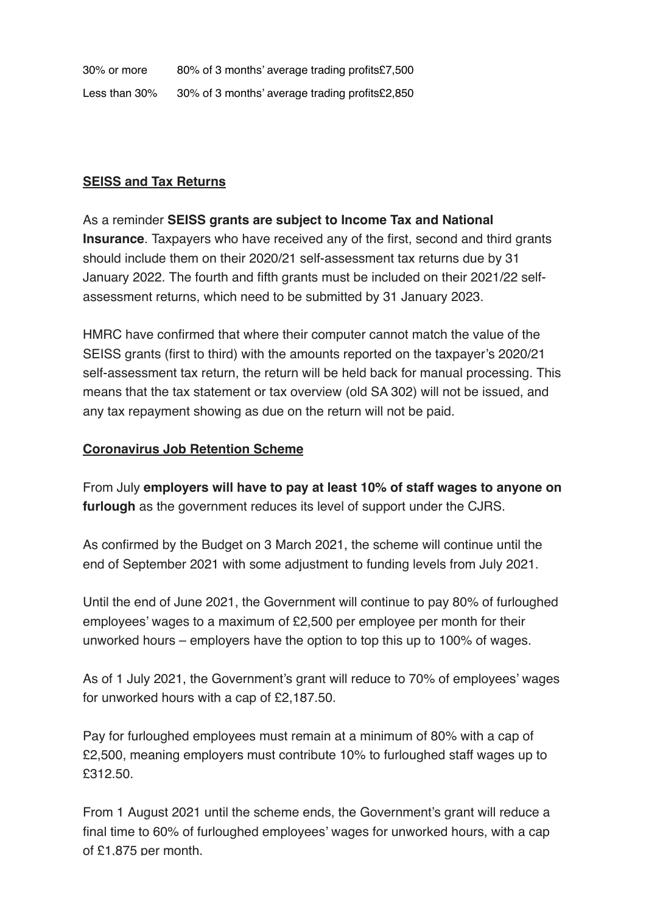| | | |
|---|---|---|
| 30% or more | 80% of 3 months' average trading profits | £7,500 |
| Less than 30% | 30% of 3 months' average trading profits | £2,850 |

**SEISS and Tax Returns**

As a reminder **SEISS grants are subject to Income Tax and National Insurance**. Taxpayers who have received any of the first, second and third grants should include them on their 2020/21 self-assessment tax returns due by 31 January 2022. The fourth and fifth grants must be included on their 2021/22 self-assessment returns, which need to be submitted by 31 January 2023.

HMRC have confirmed that where their computer cannot match the value of the SEISS grants (first to third) with the amounts reported on the taxpayer's 2020/21 self-assessment tax return, the return will be held back for manual processing. This means that the tax statement or tax overview (old SA 302) will not be issued, and any tax repayment showing as due on the return will not be paid.

**Coronavirus Job Retention Scheme**

From July **employers will have to pay at least 10% of staff wages to anyone on furlough** as the government reduces its level of support under the CJRS.

As confirmed by the Budget on 3 March 2021, the scheme will continue until the end of September 2021 with some adjustment to funding levels from July 2021.

Until the end of June 2021, the Government will continue to pay 80% of furloughed employees' wages to a maximum of £2,500 per employee per month for their unworked hours – employers have the option to top this up to 100% of wages.

As of 1 July 2021, the Government's grant will reduce to 70% of employees' wages for unworked hours with a cap of £2,187.50.

Pay for furloughed employees must remain at a minimum of 80% with a cap of £2,500, meaning employers must contribute 10% to furloughed staff wages up to £312.50.

From 1 August 2021 until the scheme ends, the Government's grant will reduce a final time to 60% of furloughed employees' wages for unworked hours, with a cap of £1,875 per month.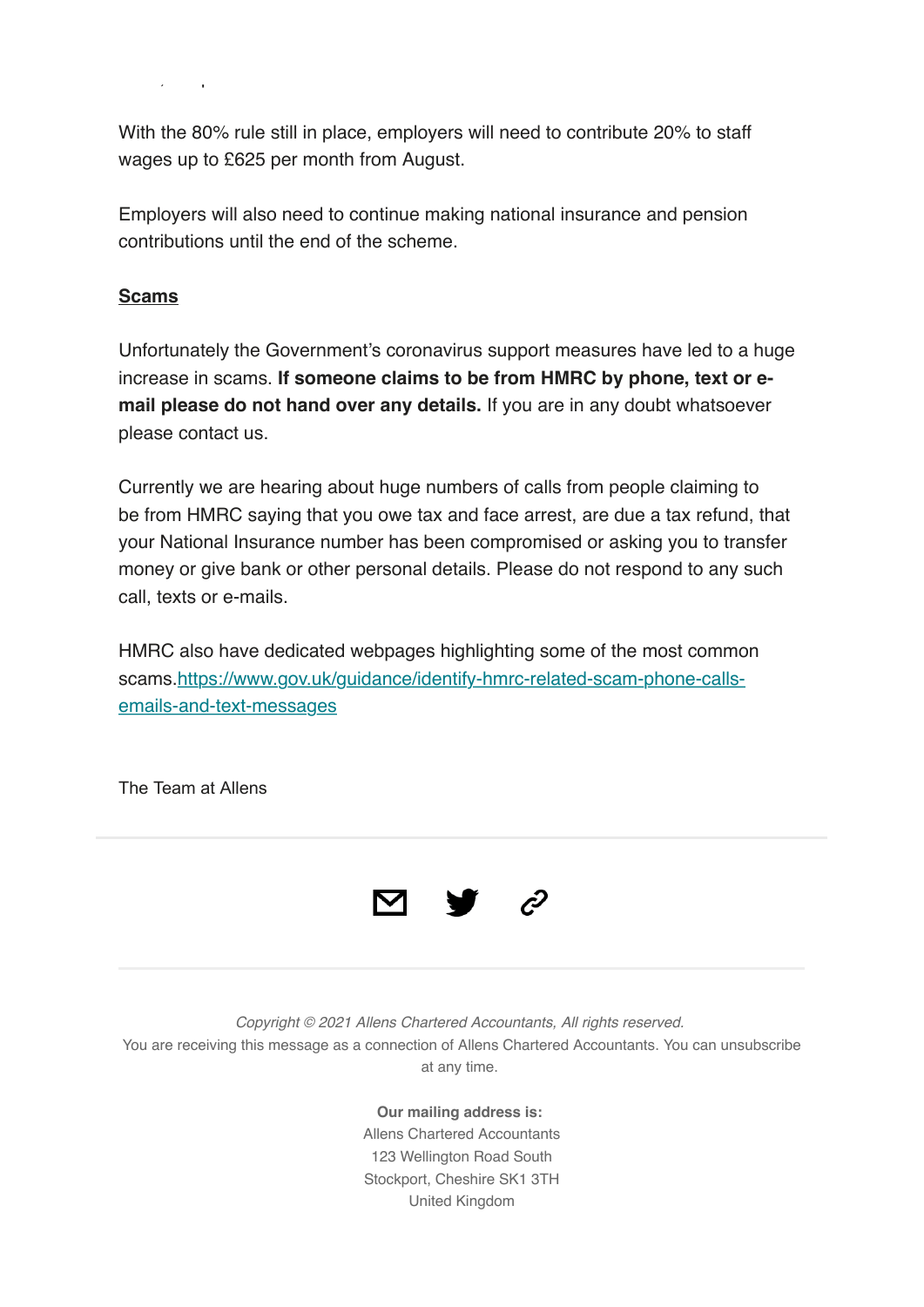With the 80% rule still in place, employers will need to contribute 20% to staff wages up to £625 per month from August.

Employers will also need to continue making national insurance and pension contributions until the end of the scheme.

**Scams**

Unfortunately the Government's coronavirus support measures have led to a huge increase in scams. **If someone claims to be from HMRC by phone, text or e-mail please do not hand over any details.** If you are in any doubt whatsoever please contact us.

Currently we are hearing about huge numbers of calls from people claiming to be from HMRC saying that you owe tax and face arrest, are due a tax refund, that your National Insurance number has been compromised or asking you to transfer money or give bank or other personal details. Please do not respond to any such call, texts or e-mails.

HMRC also have dedicated webpages highlighting some of the most common scams.[https://www.gov.uk/guidance/identify-hmrc-related-scam-phone-calls-emails-and-text-messages](https://www.gov.uk/guidance/identify-hmrc-related-scam-phone-calls-emails-and-text-messages)

The Team at Allens

---

*Copyright © 2021 Allens Chartered Accountants, All rights reserved.*
You are receiving this message as a connection of Allens Chartered Accountants. You can unsubscribe at any time.

**Our mailing address is:**
Allens Chartered Accountants
123 Wellington Road South
Stockport, Cheshire SK1 3TH
United Kingdom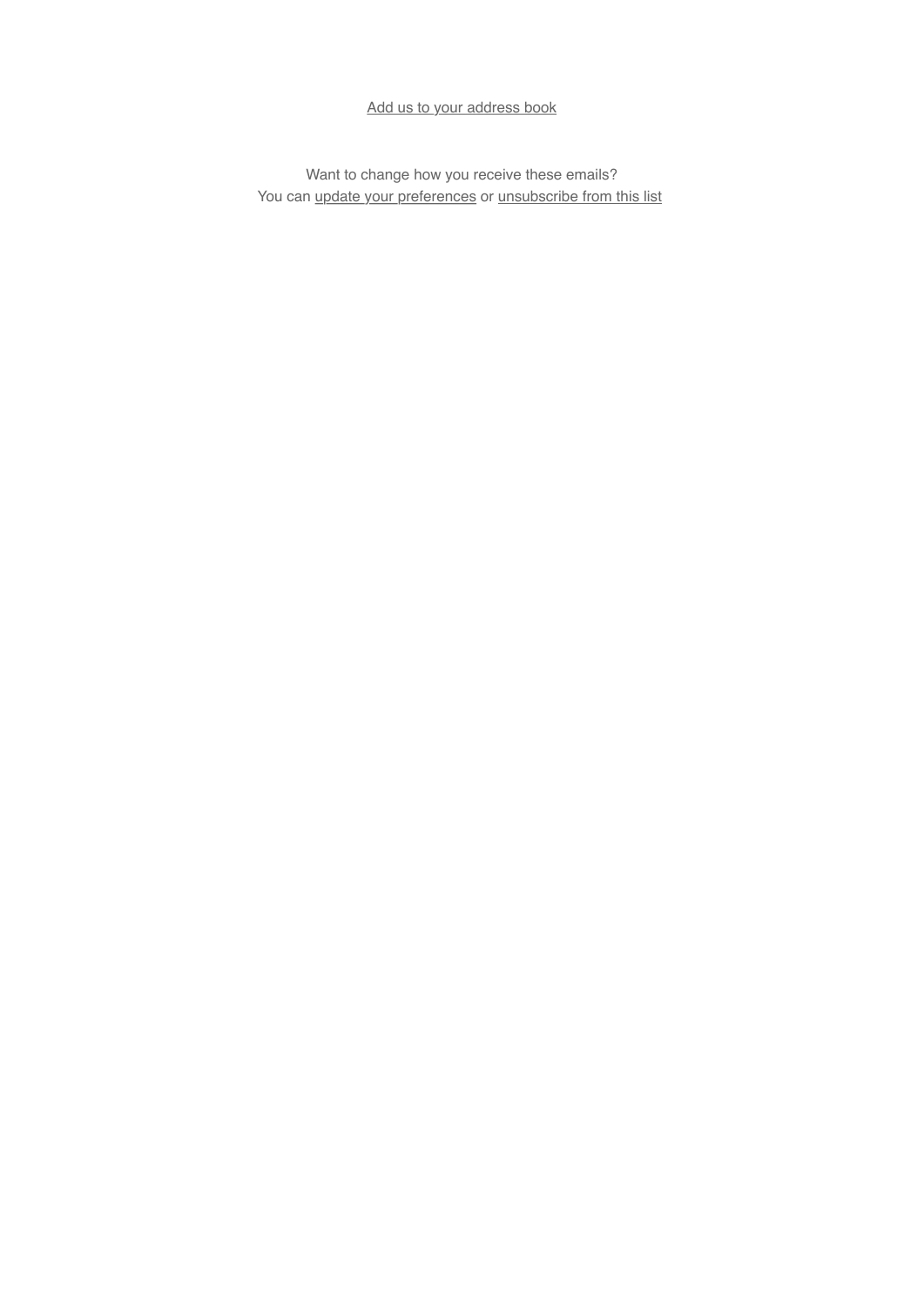Add us to your address book

Want to change how you receive these emails?
You can update your preferences or unsubscribe from this list